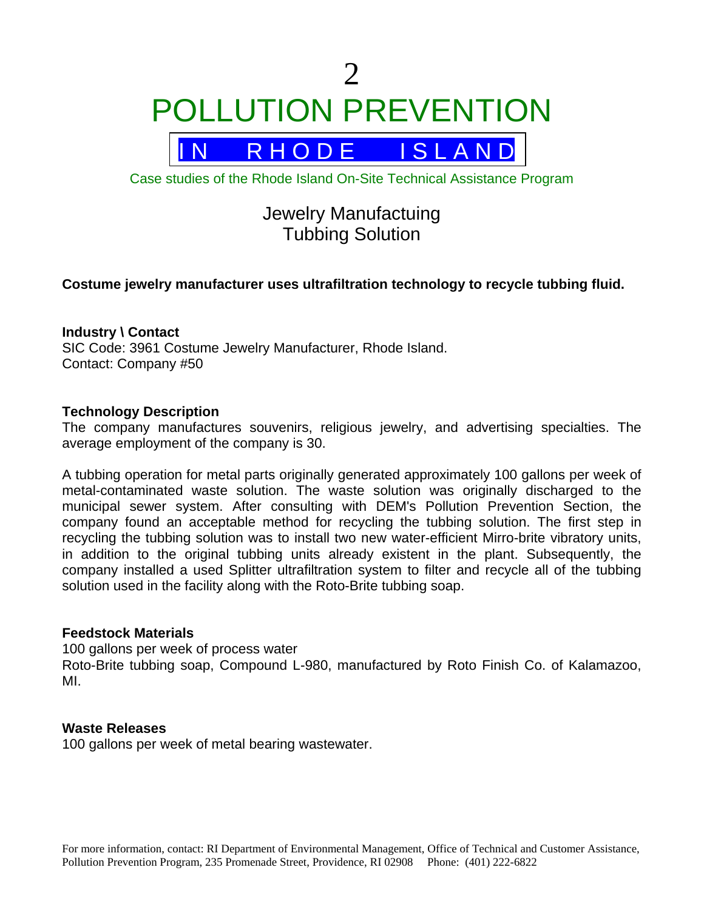# 2 POLLUTION PREVENTION

## IN RHODE ISLAND

Case studies of the Rhode Island On-Site Technical Assistance Program

## Jewelry Manufactuing
## Tubbing Solution

**Costume jewelry manufacturer uses ultrafiltration technology to recycle tubbing fluid.**

**Industry \ Contact**
SIC Code: 3961 Costume Jewelry Manufacturer, Rhode Island.
Contact: Company #50

**Technology Description**
The company manufactures souvenirs, religious jewelry, and advertising specialties. The average employment of the company is 30.

A tubbing operation for metal parts originally generated approximately 100 gallons per week of metal-contaminated waste solution. The waste solution was originally discharged to the municipal sewer system. After consulting with DEM's Pollution Prevention Section, the company found an acceptable method for recycling the tubbing solution. The first step in recycling the tubbing solution was to install two new water-efficient Mirro-brite vibratory units, in addition to the original tubbing units already existent in the plant. Subsequently, the company installed a used Splitter ultrafiltration system to filter and recycle all of the tubbing solution used in the facility along with the Roto-Brite tubbing soap.

**Feedstock Materials**
100 gallons per week of process water
Roto-Brite tubbing soap, Compound L-980, manufactured by Roto Finish Co. of Kalamazoo, MI.

**Waste Releases**
100 gallons per week of metal bearing wastewater.

For more information, contact: RI Department of Environmental Management, Office of Technical and Customer Assistance, Pollution Prevention Program, 235 Promenade Street, Providence, RI 02908 Phone: (401) 222-6822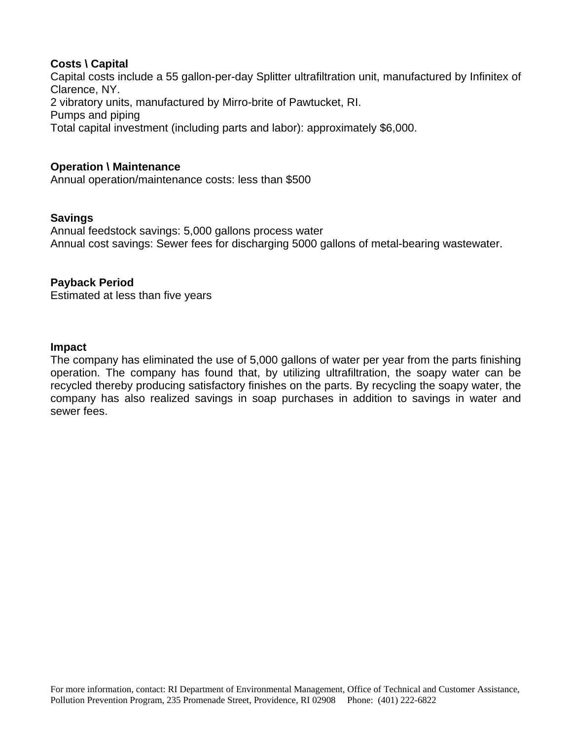**Costs \ Capital**

Capital costs include a 55 gallon-per-day Splitter ultrafiltration unit, manufactured by Infinitex of Clarence, NY.

2 vibratory units, manufactured by Mirro-brite of Pawtucket, RI.

Pumps and piping

Total capital investment (including parts and labor): approximately $6,000.

**Operation \ Maintenance**

Annual operation/maintenance costs: less than $500

**Savings**

Annual feedstock savings: 5,000 gallons process water

Annual cost savings: Sewer fees for discharging 5000 gallons of metal-bearing wastewater.

**Payback Period**

Estimated at less than five years

**Impact**

The company has eliminated the use of 5,000 gallons of water per year from the parts finishing operation. The company has found that, by utilizing ultrafiltration, the soapy water can be recycled thereby producing satisfactory finishes on the parts. By recycling the soapy water, the company has also realized savings in soap purchases in addition to savings in water and sewer fees.

For more information, contact: RI Department of Environmental Management, Office of Technical and Customer Assistance, Pollution Prevention Program, 235 Promenade Street, Providence, RI 02908 Phone: (401) 222-6822